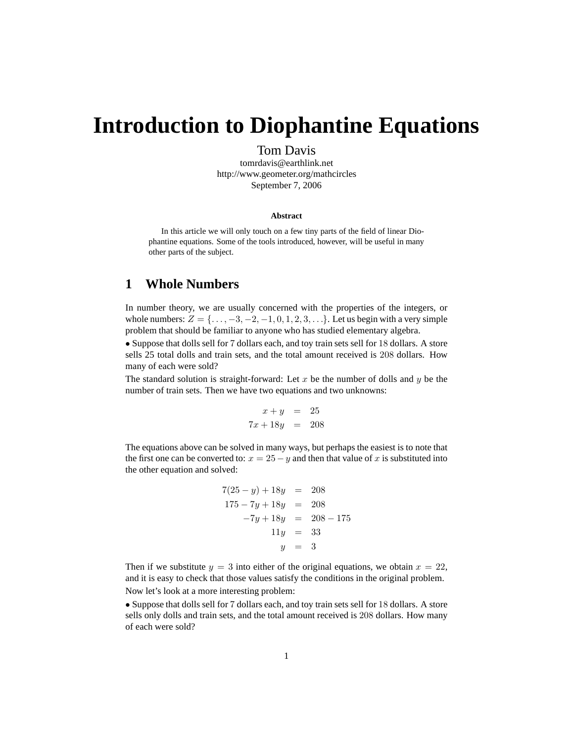# Introduction to Diophantine Equations

Tom Davis
tomrdavis@earthlink.net
http://www.geometer.org/mathcircles
September 7, 2006

**Abstract**

In this article we will only touch on a few tiny parts of the field of linear Diophantine equations. Some of the tools introduced, however, will be useful in many other parts of the subject.

## 1 Whole Numbers

In number theory, we are usually concerned with the properties of the integers, or whole numbers: $Z = \{\ldots, -3, -2, -1, 0, 1, 2, 3, \ldots\}$. Let us begin with a very simple problem that should be familiar to anyone who has studied elementary algebra.

• Suppose that dolls sell for 7 dollars each, and toy train sets sell for $18$ dollars. A store sells 25 total dolls and train sets, and the total amount received is $208$ dollars. How many of each were sold?

The standard solution is straight-forward: Let $x$ be the number of dolls and $y$ be the number of train sets. Then we have two equations and two unknowns:

$$
\begin{aligned}
x + y &= 25 \\
7x + 18y &= 208
\end{aligned}
$$

The equations above can be solved in many ways, but perhaps the easiest is to note that the first one can be converted to: $x = 25 - y$ and then that value of $x$ is substituted into the other equation and solved:

$$
\begin{aligned}
7(25 - y) + 18y &= 208 \\
175 - 7y + 18y &= 208 \\
-7y + 18y &= 208 - 175 \\
11y &= 33 \\
y &= 3
\end{aligned}
$$

Then if we substitute $y = 3$ into either of the original equations, we obtain $x = 22$, and it is easy to check that those values satisfy the conditions in the original problem.

Now let's look at a more interesting problem:

• Suppose that dolls sell for 7 dollars each, and toy train sets sell for $18$ dollars. A store sells only dolls and train sets, and the total amount received is $208$ dollars. How many of each were sold?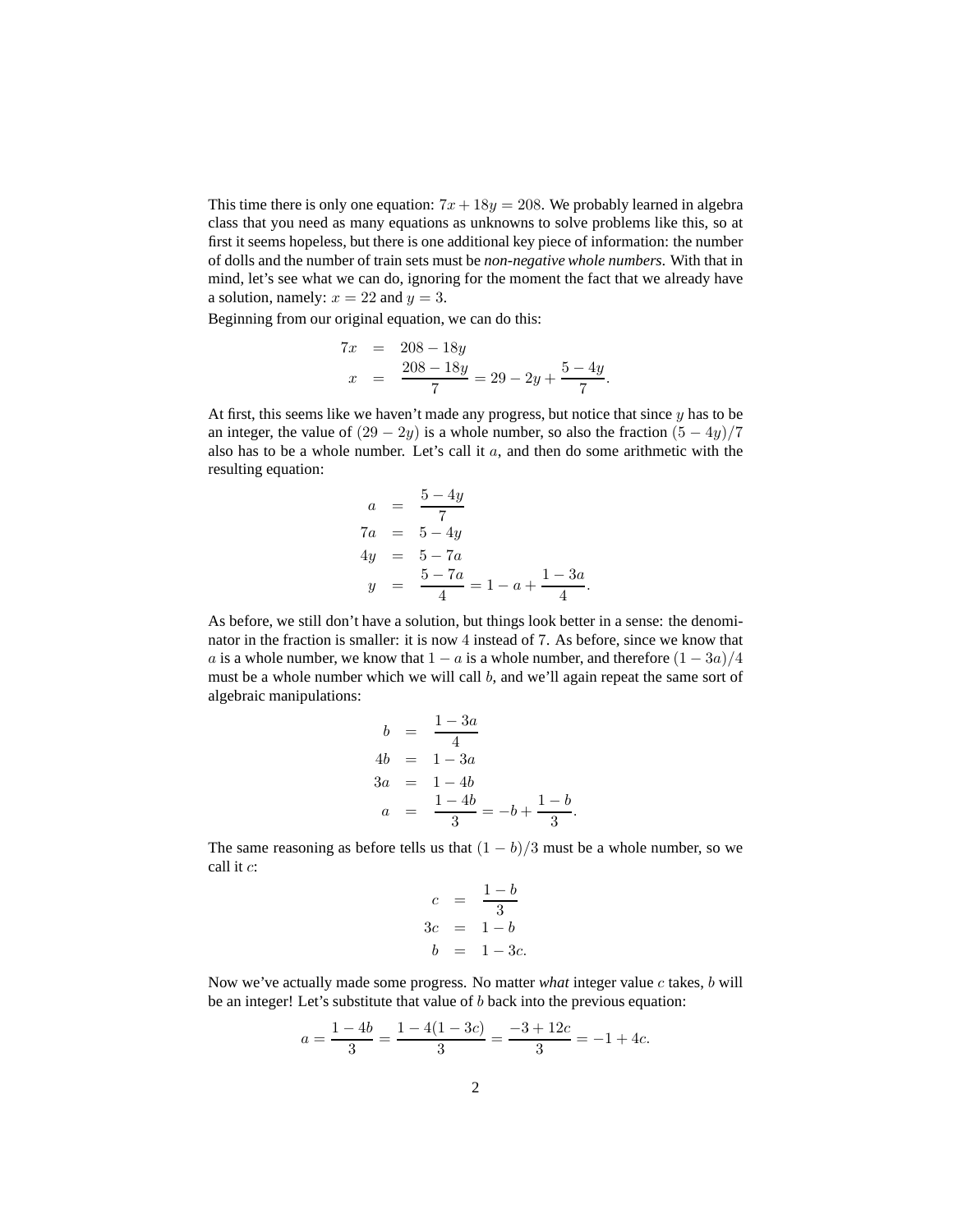This time there is only one equation: $7x + 18y = 208$. We probably learned in algebra class that you need as many equations as unknowns to solve problems like this, so at first it seems hopeless, but there is one additional key piece of information: the number of dolls and the number of train sets must be ***non-negative whole numbers***. With that in mind, let's see what we can do, ignoring for the moment the fact that we already have a solution, namely: $x = 22$ and $y = 3$.

Beginning from our original equation, we can do this:

$$
\begin{aligned}
7x &= 208 - 18y \\
x &= \frac{208 - 18y}{7} = 29 - 2y + \frac{5 - 4y}{7}.
\end{aligned}
$$

At first, this seems like we haven't made any progress, but notice that since $y$ has to be an integer, the value of $(29 - 2y)$ is a whole number, so also the fraction $(5 - 4y)/7$ also has to be a whole number. Let's call it $a$, and then do some arithmetic with the resulting equation:

$$
\begin{aligned}
a &= \frac{5 - 4y}{7} \\
7a &= 5 - 4y \\
4y &= 5 - 7a \\
y &= \frac{5 - 7a}{4} = 1 - a + \frac{1 - 3a}{4}.
\end{aligned}
$$

As before, we still don't have a solution, but things look better in a sense: the denominator in the fraction is smaller: it is now 4 instead of 7. As before, since we know that $a$ is a whole number, we know that $1 - a$ is a whole number, and therefore $(1 - 3a)/4$ must be a whole number which we will call $b$, and we'll again repeat the same sort of algebraic manipulations:

$$
\begin{aligned}
b &= \frac{1 - 3a}{4} \\
4b &= 1 - 3a \\
3a &= 1 - 4b \\
a &= \frac{1 - 4b}{3} = -b + \frac{1 - b}{3}.
\end{aligned}
$$

The same reasoning as before tells us that $(1 - b)/3$ must be a whole number, so we call it $c$:

$$
\begin{aligned}
c &= \frac{1 - b}{3} \\
3c &= 1 - b \\
b &= 1 - 3c.
\end{aligned}
$$

Now we've actually made some progress. No matter *what* integer value $c$ takes, $b$ will be an integer! Let's substitute that value of $b$ back into the previous equation:

$$
a = \frac{1 - 4b}{3} = \frac{1 - 4(1 - 3c)}{3} = \frac{-3 + 12c}{3} = -1 + 4c.
$$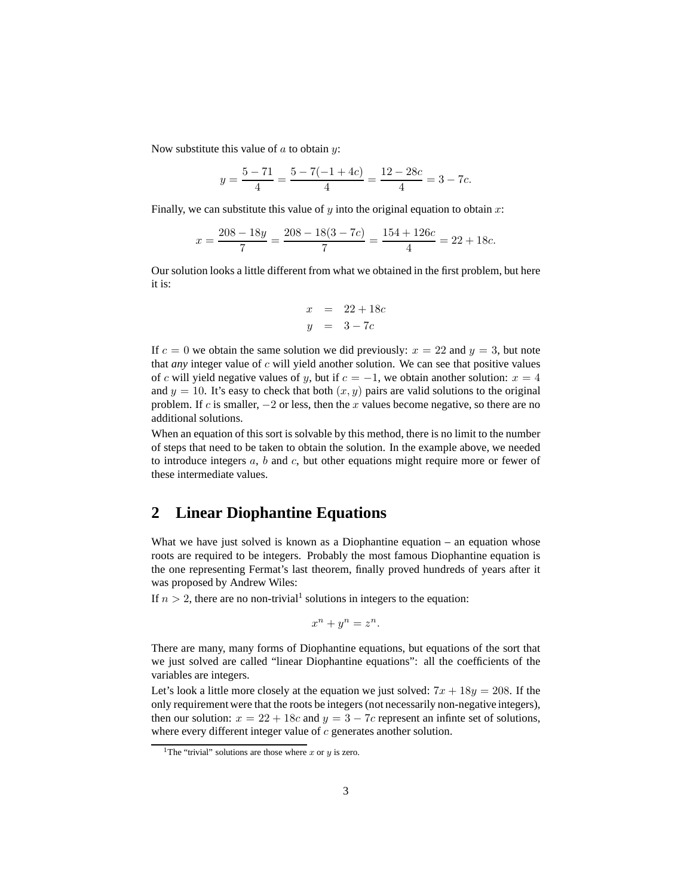Now substitute this value of $a$ to obtain $y$:

$$y = \frac{5 - 71}{4} = \frac{5 - 7(-1 + 4c)}{4} = \frac{12 - 28c}{4} = 3 - 7c.$$

Finally, we can substitute this value of $y$ into the original equation to obtain $x$:

$$x = \frac{208 - 18y}{7} = \frac{208 - 18(3 - 7c)}{7} = \frac{154 + 126c}{4} = 22 + 18c.$$

Our solution looks a little different from what we obtained in the first problem, but here it is:

$$\begin{aligned} x &= 22 + 18c \\ y &= 3 - 7c \end{aligned}$$

If $c = 0$ we obtain the same solution we did previously: $x = 22$ and $y = 3$, but note that ***any*** integer value of $c$ will yield another solution. We can see that positive values of $c$ will yield negative values of $y$, but if $c = -1$, we obtain another solution: $x = 4$ and $y = 10$. It's easy to check that both $(x, y)$ pairs are valid solutions to the original problem. If $c$ is smaller, $-2$ or less, then the $x$ values become negative, so there are no additional solutions.

When an equation of this sort is solvable by this method, there is no limit to the number of steps that need to be taken to obtain the solution. In the example above, we needed to introduce integers $a$, $b$ and $c$, but other equations might require more or fewer of these intermediate values.

## 2 Linear Diophantine Equations

What we have just solved is known as a Diophantine equation – an equation whose roots are required to be integers. Probably the most famous Diophantine equation is the one representing Fermat's last theorem, finally proved hundreds of years after it was proposed by Andrew Wiles:

If $n > 2$, there are no non-trivial[1] solutions in integers to the equation:

$$x^n + y^n = z^n.$$

There are many, many forms of Diophantine equations, but equations of the sort that we just solved are called "linear Diophantine equations": all the coefficients of the variables are integers.

Let's look a little more closely at the equation we just solved: $7x + 18y = 208$. If the only requirement were that the roots be integers (not necessarily non-negative integers), then our solution: $x = 22 + 18c$ and $y = 3 - 7c$ represent an infinte set of solutions, where every different integer value of $c$ generates another solution.

[1] The "trivial" solutions are those where $x$ or $y$ is zero.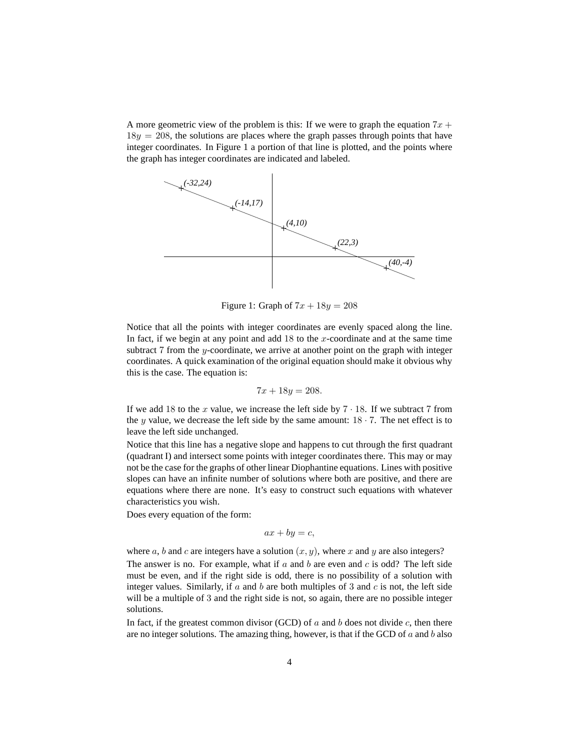A more geometric view of the problem is this: If we were to graph the equation $7x + 18y = 208$, the solutions are places where the graph passes through points that have integer coordinates. In Figure 1 a portion of that line is plotted, and the points where the graph has integer coordinates are indicated and labeled.

Figure 1: Graph of $7x + 18y = 208$

Notice that all the points with integer coordinates are evenly spaced along the line. In fact, if we begin at any point and add 18 to the $x$-coordinate and at the same time subtract 7 from the $y$-coordinate, we arrive at another point on the graph with integer coordinates. A quick examination of the original equation should make it obvious why this is the case. The equation is:

$$7x + 18y = 208.$$

If we add 18 to the $x$ value, we increase the left side by $7 \cdot 18$. If we subtract 7 from the $y$ value, we decrease the left side by the same amount: $18 \cdot 7$. The net effect is to leave the left side unchanged.

Notice that this line has a negative slope and happens to cut through the first quadrant (quadrant I) and intersect some points with integer coordinates there. This may or may not be the case for the graphs of other linear Diophantine equations. Lines with positive slopes can have an infinite number of solutions where both are positive, and there are equations where there are none. It's easy to construct such equations with whatever characteristics you wish.

Does every equation of the form:

$$ax + by = c,$$

where $a$, $b$ and $c$ are integers have a solution $(x, y)$, where $x$ and $y$ are also integers?

The answer is no. For example, what if $a$ and $b$ are even and $c$ is odd? The left side must be even, and if the right side is odd, there is no possibility of a solution with integer values. Similarly, if $a$ and $b$ are both multiples of 3 and $c$ is not, the left side will be a multiple of 3 and the right side is not, so again, there are no possible integer solutions.

In fact, if the greatest common divisor (GCD) of $a$ and $b$ does not divide $c$, then there are no integer solutions. The amazing thing, however, is that if the GCD of $a$ and $b$ also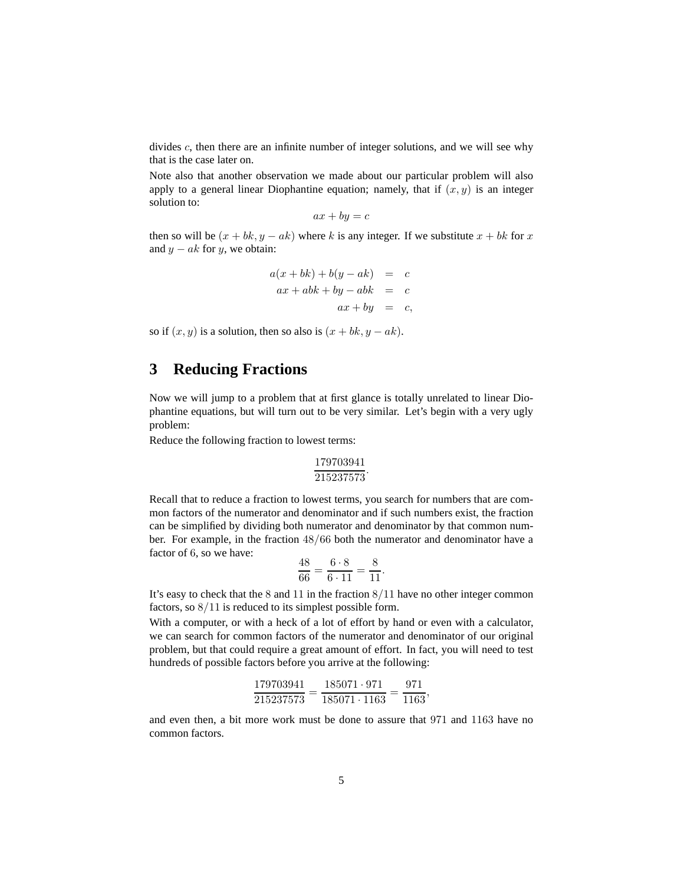divides $c$, then there are an infinite number of integer solutions, and we will see why that is the case later on.

Note also that another observation we made about our particular problem will also apply to a general linear Diophantine equation; namely, that if $(x, y)$ is an integer solution to:

$$ax + by = c$$

then so will be $(x + bk, y - ak)$ where $k$ is any integer. If we substitute $x + bk$ for $x$ and $y - ak$ for $y$, we obtain:

$$\begin{aligned}
a(x + bk) + b(y - ak) &= c \\
ax + abk + by - abk &= c \\
ax + by &= c,
\end{aligned}$$

so if $(x, y)$ is a solution, then so also is $(x + bk, y - ak)$.

# 3 Reducing Fractions

Now we will jump to a problem that at first glance is totally unrelated to linear Diophantine equations, but will turn out to be very similar. Let's begin with a very ugly problem:

Reduce the following fraction to lowest terms:

$$\frac{179703941}{215237573}.$$

Recall that to reduce a fraction to lowest terms, you search for numbers that are common factors of the numerator and denominator and if such numbers exist, the fraction can be simplified by dividing both numerator and denominator by that common number. For example, in the fraction $48/66$ both the numerator and denominator have a factor of $6$, so we have:

$$\frac{48}{66} = \frac{6 \cdot 8}{6 \cdot 11} = \frac{8}{11}.$$

It's easy to check that the $8$ and $11$ in the fraction $8/11$ have no other integer common factors, so $8/11$ is reduced to its simplest possible form.

With a computer, or with a heck of a lot of effort by hand or even with a calculator, we can search for common factors of the numerator and denominator of our original problem, but that could require a great amount of effort. In fact, you will need to test hundreds of possible factors before you arrive at the following:

$$\frac{179703941}{215237573} = \frac{185071 \cdot 971}{185071 \cdot 1163} = \frac{971}{1163},$$

and even then, a bit more work must be done to assure that $971$ and $1163$ have no common factors.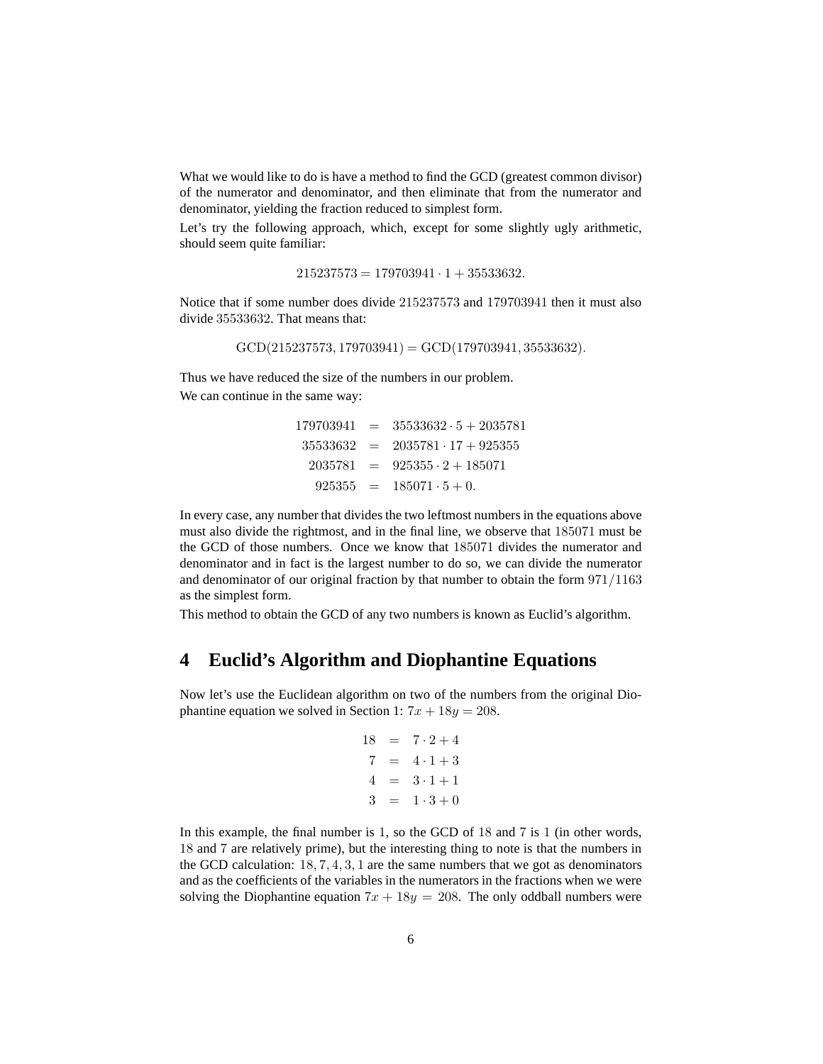What we would like to do is have a method to find the GCD (greatest common divisor) of the numerator and denominator, and then eliminate that from the numerator and denominator, yielding the fraction reduced to simplest form.

Let's try the following approach, which, except for some slightly ugly arithmetic, should seem quite familiar:

$$215237573 = 179703941 \cdot 1 + 35533632.$$

Notice that if some number does divide $215237573$ and $179703941$ then it must also divide $35533632$. That means that:

$$\text{GCD}(215237573, 179703941) = \text{GCD}(179703941, 35533632).$$

Thus we have reduced the size of the numbers in our problem.

We can continue in the same way:

$$\begin{aligned}
179703941 &= 35533632 \cdot 5 + 2035781 \\
35533632 &= 2035781 \cdot 17 + 925355 \\
2035781 &= 925355 \cdot 2 + 185071 \\
925355 &= 185071 \cdot 5 + 0.
\end{aligned}$$

In every case, any number that divides the two leftmost numbers in the equations above must also divide the rightmost, and in the final line, we observe that $185071$ must be the GCD of those numbers. Once we know that $185071$ divides the numerator and denominator and in fact is the largest number to do so, we can divide the numerator and denominator of our original fraction by that number to obtain the form $971/1163$ as the simplest form.

This method to obtain the GCD of any two numbers is known as Euclid's algorithm.

## 4 Euclid's Algorithm and Diophantine Equations

Now let's use the Euclidean algorithm on two of the numbers from the original Diophantine equation we solved in Section 1: $7x + 18y = 208$.

$$\begin{aligned}
18 &= 7 \cdot 2 + 4 \\
7 &= 4 \cdot 1 + 3 \\
4 &= 3 \cdot 1 + 1 \\
3 &= 1 \cdot 3 + 0
\end{aligned}$$

In this example, the final number is $1$, so the GCD of $18$ and $7$ is $1$ (in other words, $18$ and $7$ are relatively prime), but the interesting thing to note is that the numbers in the GCD calculation: $18, 7, 4, 3, 1$ are the same numbers that we got as denominators and as the coefficients of the variables in the numerators in the fractions when we were solving the Diophantine equation $7x + 18y = 208$. The only oddball numbers were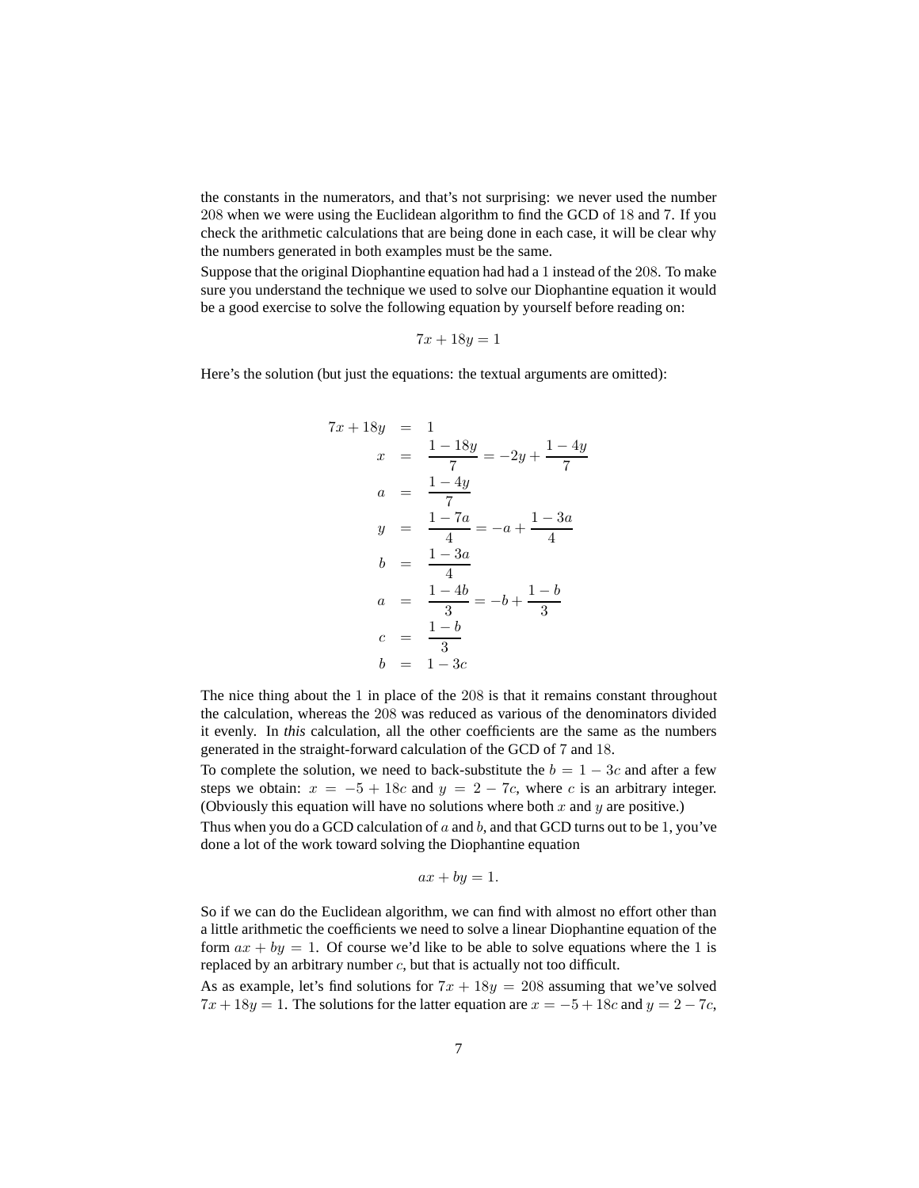the constants in the numerators, and that's not surprising: we never used the number 208 when we were using the Euclidean algorithm to find the GCD of 18 and 7. If you check the arithmetic calculations that are being done in each case, it will be clear why the numbers generated in both examples must be the same.

Suppose that the original Diophantine equation had had a 1 instead of the 208. To make sure you understand the technique we used to solve our Diophantine equation it would be a good exercise to solve the following equation by yourself before reading on:

$$7x + 18y = 1$$

Here's the solution (but just the equations: the textual arguments are omitted):

$$\begin{aligned}
7x + 18y &= 1 \\
x &= \frac{1 - 18y}{7} = -2y + \frac{1 - 4y}{7} \\
a &= \frac{1 - 4y}{7} \\
y &= \frac{1 - 7a}{4} = -a + \frac{1 - 3a}{4} \\
b &= \frac{1 - 3a}{4} \\
a &= \frac{1 - 4b}{3} = -b + \frac{1 - b}{3} \\
c &= \frac{1 - b}{3} \\
b &= 1 - 3c
\end{aligned}$$

The nice thing about the 1 in place of the 208 is that it remains constant throughout the calculation, whereas the 208 was reduced as various of the denominators divided it evenly. In *this* calculation, all the other coefficients are the same as the numbers generated in the straight-forward calculation of the GCD of 7 and 18.

To complete the solution, we need to back-substitute the $b = 1 - 3c$ and after a few steps we obtain: $x = -5 + 18c$ and $y = 2 - 7c$, where $c$ is an arbitrary integer. (Obviously this equation will have no solutions where both $x$ and $y$ are positive.)

Thus when you do a GCD calculation of $a$ and $b$, and that GCD turns out to be 1, you've done a lot of the work toward solving the Diophantine equation

$$ax + by = 1.$$

So if we can do the Euclidean algorithm, we can find with almost no effort other than a little arithmetic the coefficients we need to solve a linear Diophantine equation of the form $ax + by = 1$. Of course we'd like to be able to solve equations where the 1 is replaced by an arbitrary number $c$, but that is actually not too difficult.

As as example, let's find solutions for $7x + 18y = 208$ assuming that we've solved $7x + 18y = 1$. The solutions for the latter equation are $x = -5 + 18c$ and $y = 2 - 7c$,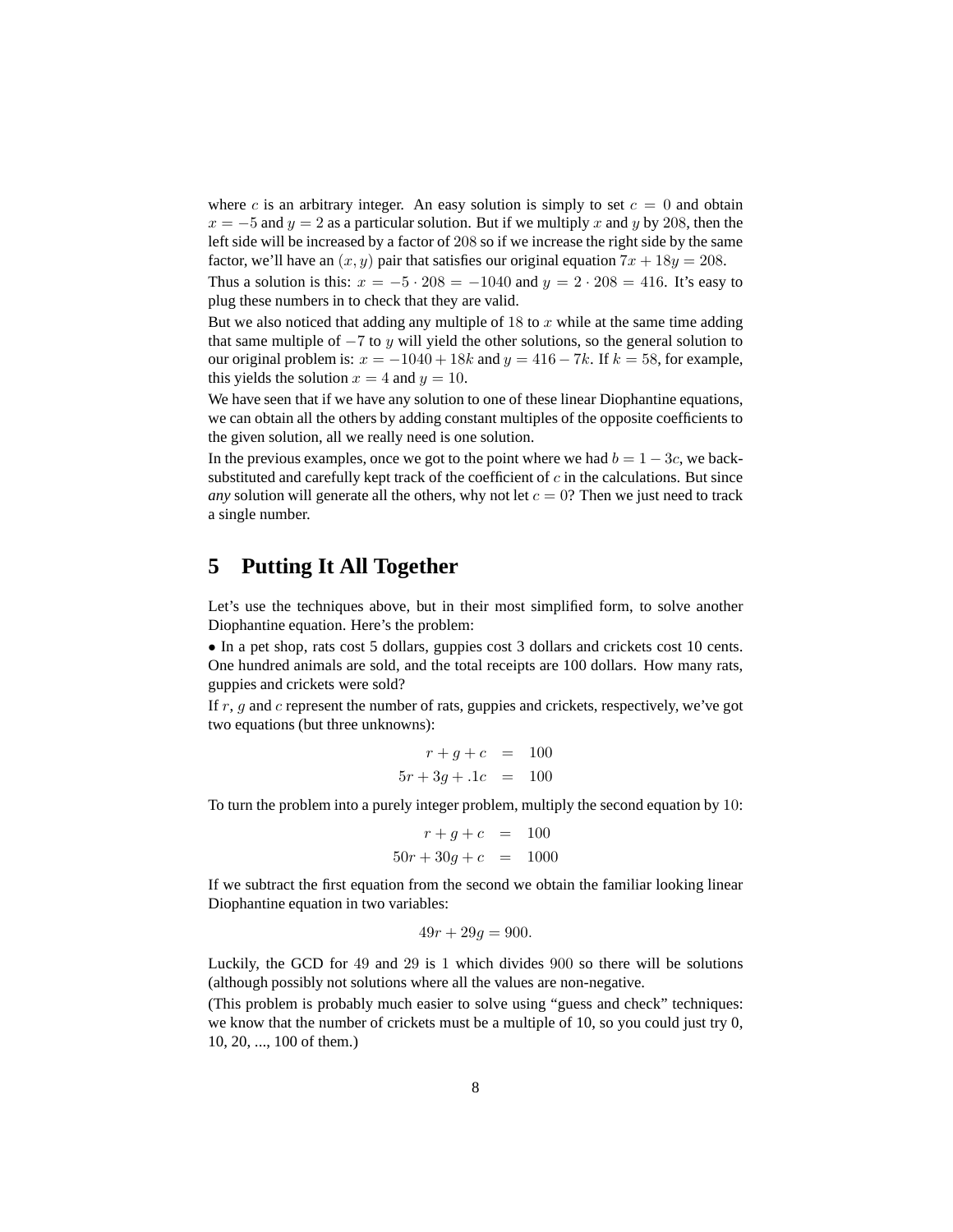where $c$ is an arbitrary integer. An easy solution is simply to set $c = 0$ and obtain $x = -5$ and $y = 2$ as a particular solution. But if we multiply $x$ and $y$ by $208$, then the left side will be increased by a factor of $208$ so if we increase the right side by the same factor, we'll have an $(x, y)$ pair that satisfies our original equation $7x + 18y = 208$.

Thus a solution is this: $x = -5 \cdot 208 = -1040$ and $y = 2 \cdot 208 = 416$. It's easy to plug these numbers in to check that they are valid.

But we also noticed that adding any multiple of $18$ to $x$ while at the same time adding that same multiple of $-7$ to $y$ will yield the other solutions, so the general solution to our original problem is: $x = -1040 + 18k$ and $y = 416 - 7k$. If $k = 58$, for example, this yields the solution $x = 4$ and $y = 10$.

We have seen that if we have any solution to one of these linear Diophantine equations, we can obtain all the others by adding constant multiples of the opposite coefficients to the given solution, all we really need is one solution.

In the previous examples, once we got to the point where we had $b = 1 - 3c$, we back-substituted and carefully kept track of the coefficient of $c$ in the calculations. But since *any* solution will generate all the others, why not let $c = 0$? Then we just need to track a single number.

## 5 Putting It All Together

Let's use the techniques above, but in their most simplified form, to solve another Diophantine equation. Here's the problem:

• In a pet shop, rats cost 5 dollars, guppies cost 3 dollars and crickets cost 10 cents. One hundred animals are sold, and the total receipts are 100 dollars. How many rats, guppies and crickets were sold?

If $r$, $g$ and $c$ represent the number of rats, guppies and crickets, respectively, we've got two equations (but three unknowns):

$$\begin{aligned} r + g + c &= 100 \\ 5r + 3g + .1c &= 100 \end{aligned}$$

To turn the problem into a purely integer problem, multiply the second equation by $10$:

$$\begin{aligned} r + g + c &= 100 \\ 50r + 30g + c &= 1000 \end{aligned}$$

If we subtract the first equation from the second we obtain the familiar looking linear Diophantine equation in two variables:

$$49r + 29g = 900.$$

Luckily, the GCD for $49$ and $29$ is $1$ which divides $900$ so there will be solutions (although possibly not solutions where all the values are non-negative.

(This problem is probably much easier to solve using "guess and check" techniques: we know that the number of crickets must be a multiple of 10, so you could just try 0, 10, 20, ..., 100 of them.)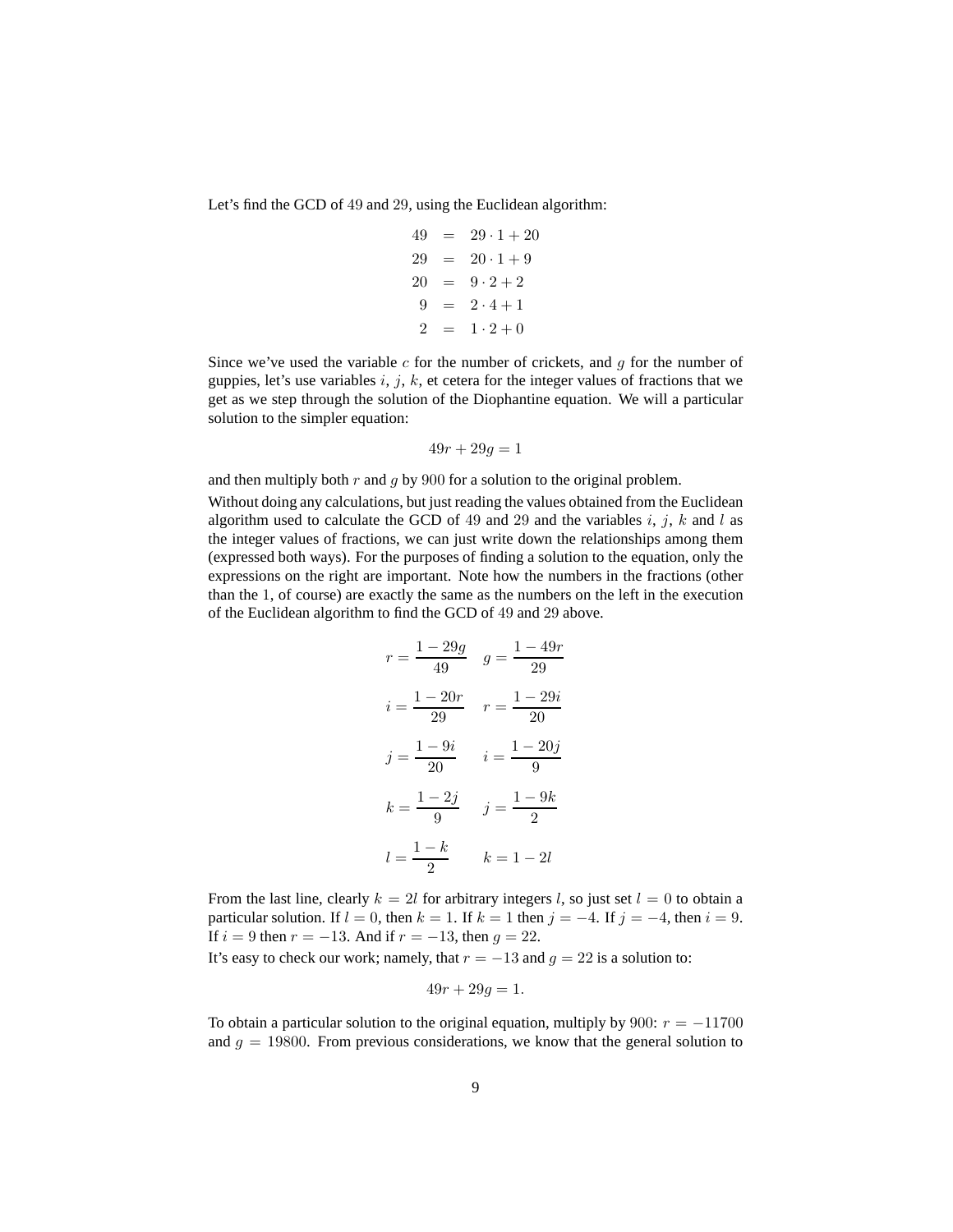Let's find the GCD of $49$ and $29$, using the Euclidean algorithm:

$$
\begin{aligned}
49 &= 29 \cdot 1 + 20 \\
29 &= 20 \cdot 1 + 9 \\
20 &= 9 \cdot 2 + 2 \\
9 &= 2 \cdot 4 + 1 \\
2 &= 1 \cdot 2 + 0
\end{aligned}
$$

Since we've used the variable $c$ for the number of crickets, and $g$ for the number of guppies, let's use variables $i$, $j$, $k$, et cetera for the integer values of fractions that we get as we step through the solution of the Diophantine equation. We will a particular solution to the simpler equation:

$$49r + 29g = 1$$

and then multiply both $r$ and $g$ by $900$ for a solution to the original problem.

Without doing any calculations, but just reading the values obtained from the Euclidean algorithm used to calculate the GCD of $49$ and $29$ and the variables $i$, $j$, $k$ and $l$ as the integer values of fractions, we can just write down the relationships among them (expressed both ways). For the purposes of finding a solution to the equation, only the expressions on the right are important. Note how the numbers in the fractions (other than the $1$, of course) are exactly the same as the numbers on the left in the execution of the Euclidean algorithm to find the GCD of $49$ and $29$ above.

$$
\begin{aligned}
r &= \frac{1 - 29g}{49} & g &= \frac{1 - 49r}{29} \\
i &= \frac{1 - 20r}{29} & r &= \frac{1 - 29i}{20} \\
j &= \frac{1 - 9i}{20} & i &= \frac{1 - 20j}{9} \\
k &= \frac{1 - 2j}{9} & j &= \frac{1 - 9k}{2} \\
l &= \frac{1 - k}{2} & k &= 1 - 2l
\end{aligned}
$$

From the last line, clearly $k = 2l$ for arbitrary integers $l$, so just set $l = 0$ to obtain a particular solution. If $l = 0$, then $k = 1$. If $k = 1$ then $j = -4$. If $j = -4$, then $i = 9$. If $i = 9$ then $r = -13$. And if $r = -13$, then $g = 22$.

It's easy to check our work; namely, that $r = -13$ and $g = 22$ is a solution to:

$$49r + 29g = 1.$$

To obtain a particular solution to the original equation, multiply by $900$: $r = -11700$ and $g = 19800$. From previous considerations, we know that the general solution to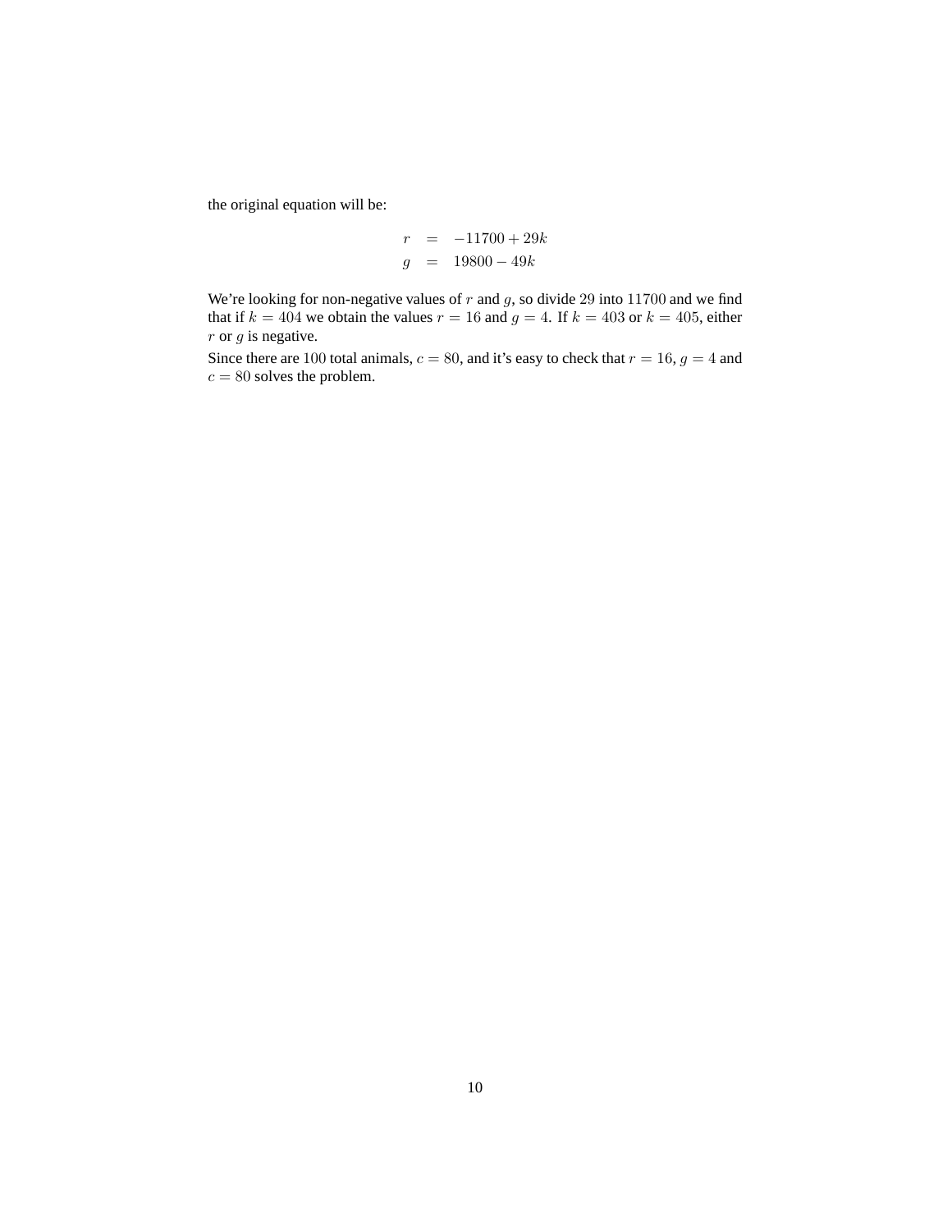the original equation will be:

$$
\begin{aligned}
r &= -11700 + 29k \\
g &= 19800 - 49k
\end{aligned}
$$

We're looking for non-negative values of $r$ and $g$, so divide $29$ into $11700$ and we find that if $k = 404$ we obtain the values $r = 16$ and $g = 4$. If $k = 403$ or $k = 405$, either $r$ or $g$ is negative.

Since there are $100$ total animals, $c = 80$, and it's easy to check that $r = 16$, $g = 4$ and $c = 80$ solves the problem.